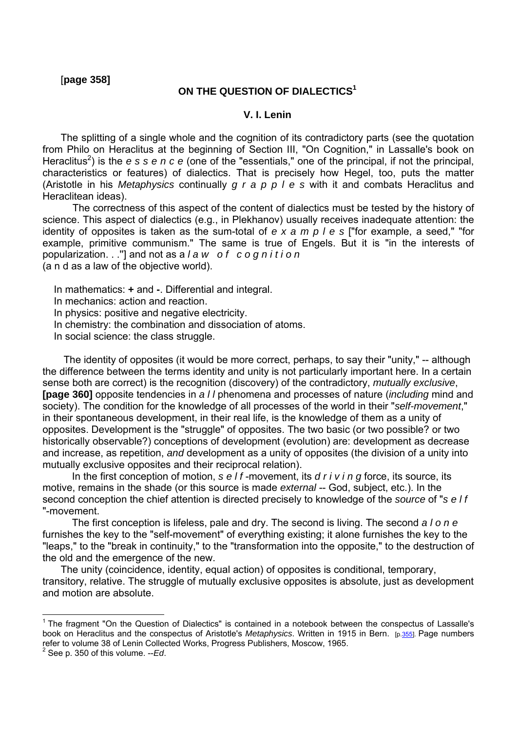[**page 358]**

## ON THE QUESTION OF DIALECTICS[1]

### V. I. Lenin

The splitting of a single whole and the cognition of its contradictory parts (see the quotation from Philo on Heraclitus at the beginning of Section III, "On Cognition," in Lassalle's book on Heraclitus[2]) is the *e s s e n c e* (one of the "essentials," one of the principal, if not the principal, characteristics or features) of dialectics. That is precisely how Hegel, too, puts the matter (Aristotle in his *Metaphysics* continually *g r a p p l e s* with it and combats Heraclitus and Heraclitean ideas).

The correctness of this aspect of the content of dialectics must be tested by the history of science. This aspect of dialectics (e.g., in Plekhanov) usually receives inadequate attention: the identity of opposites is taken as the sum-total of *e x a m p l e s* ["for example, a seed," "for example, primitive communism." The same is true of Engels. But it is "in the interests of popularization. . ."] and not as a *l a w o f c o g n i t i o n*
(a n d as a law of the objective world).

In mathematics: **+** and **-**. Differential and integral.
In mechanics: action and reaction.
In physics: positive and negative electricity.
In chemistry: the combination and dissociation of atoms.
In social science: the class struggle.

The identity of opposites (it would be more correct, perhaps, to say their "unity," -- although the difference between the terms identity and unity is not particularly important here. In a certain sense both are correct) is the recognition (discovery) of the contradictory, *mutually exclusive*, **[page 360]** opposite tendencies in *a l l* phenomena and processes of nature (*including* mind and society). The condition for the knowledge of all processes of the world in their "*self-movement*," in their spontaneous development, in their real life, is the knowledge of them as a unity of opposites. Development is the "struggle" of opposites. The two basic (or two possible? or two historically observable?) conceptions of development (evolution) are: development as decrease and increase, as repetition, *and* development as a unity of opposites (the division of a unity into mutually exclusive opposites and their reciprocal relation).

In the first conception of motion, *s e l f* -movement, its *d r i v i n g* force, its source, its motive, remains in the shade (or this source is made *external* -- God, subject, etc.). In the second conception the chief attention is directed precisely to knowledge of the *source* of "*s e l f* "-movement.

The first conception is lifeless, pale and dry. The second is living. The second *a l o n e* furnishes the key to the "self-movement" of everything existing; it alone furnishes the key to the "leaps," to the "break in continuity," to the "transformation into the opposite," to the destruction of the old and the emergence of the new.

The unity (coincidence, identity, equal action) of opposites is conditional, temporary, transitory, relative. The struggle of mutually exclusive opposites is absolute, just as development and motion are absolute.

---

[1] The fragment "On the Question of Dialectics" is contained in a notebook between the conspectus of Lassalle's book on Heraclitus and the conspectus of Aristotle's *Metaphysics*. Written in 1915 in Bern. [p.355]. Page numbers refer to volume 38 of Lenin Collected Works, Progress Publishers, Moscow, 1965.

[2] See p. 350 of this volume. --*Ed*.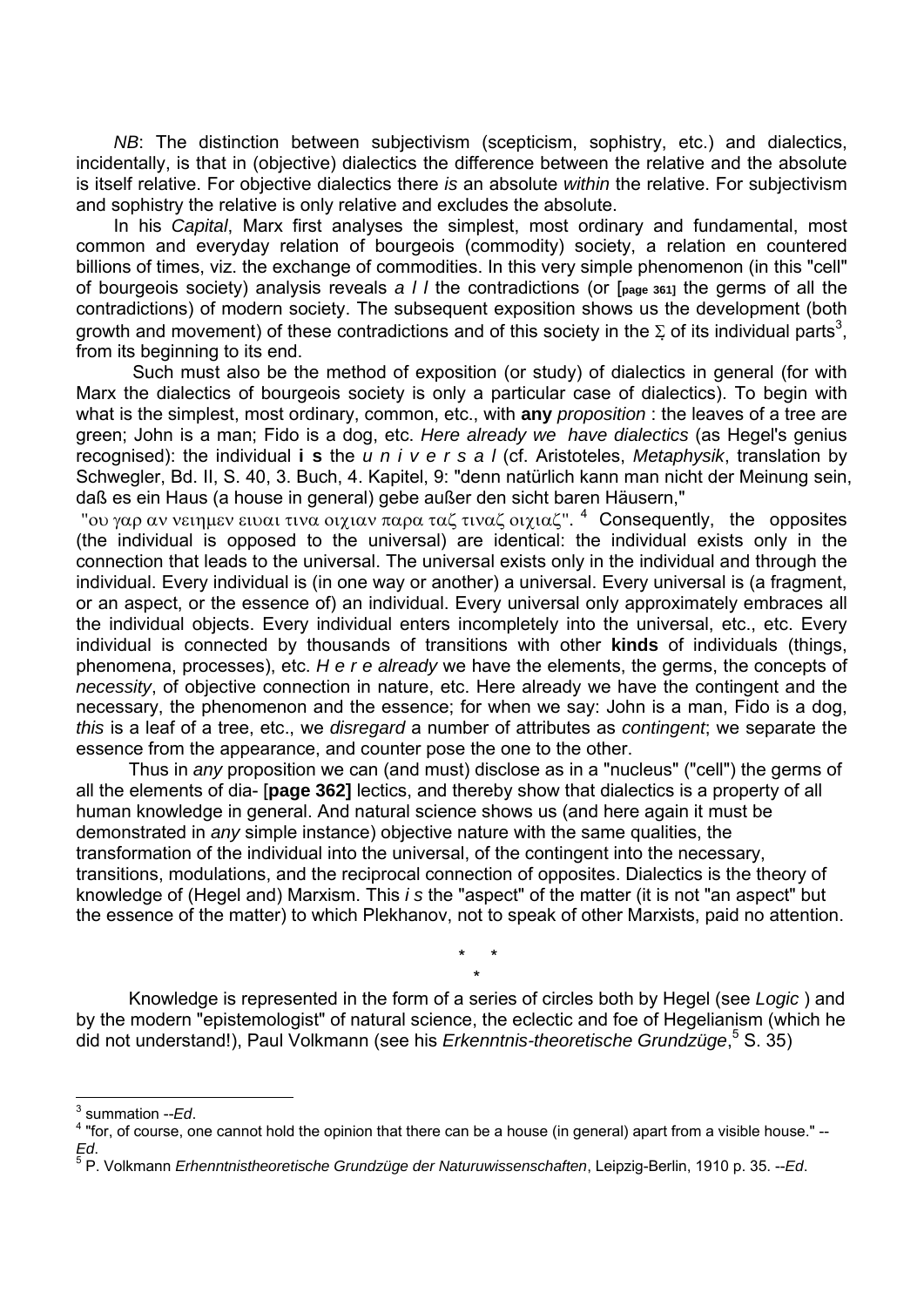*NB*: The distinction between subjectivism (scepticism, sophistry, etc.) and dialectics, incidentally, is that in (objective) dialectics the difference between the relative and the absolute is itself relative. For objective dialectics there *is* an absolute *within* the relative. For subjectivism and sophistry the relative is only relative and excludes the absolute.

In his *Capital*, Marx first analyses the simplest, most ordinary and fundamental, most common and everyday relation of bourgeois (commodity) society, a relation en countered billions of times, viz. the exchange of commodities. In this very simple phenomenon (in this "cell" of bourgeois society) analysis reveals *a l l* the contradictions (or [**page 361**] the germs of all the contradictions) of modern society. The subsequent exposition shows us the development (both growth and movement) of these contradictions and of this society in the $\Sigma$ of its individual parts[3], from its beginning to its end.

Such must also be the method of exposition (or study) of dialectics in general (for with Marx the dialectics of bourgeois society is only a particular case of dialectics). To begin with what is the simplest, most ordinary, common, etc., with **any** *proposition* : the leaves of a tree are green; John is a man; Fido is a dog, etc. *Here already we have dialectics* (as Hegel's genius recognised): the individual **i s** the *u n i v e r s a l* (cf. Aristoteles, *Metaphysik*, translation by Schwegler, Bd. II, S. 40, 3. Buch, 4. Kapitel, 9: "denn natürlich kann man nicht der Meinung sein, daß es ein Haus (a house in general) gebe außer den sicht baren Häusern," "ου γαρ αν νειημεν ειυαι τινα οιχιαν παρα ταζ τιναζ οιχιαζ". [4] Consequently, the opposites (the individual is opposed to the universal) are identical: the individual exists only in the connection that leads to the universal. The universal exists only in the individual and through the individual. Every individual is (in one way or another) a universal. Every universal is (a fragment, or an aspect, or the essence of) an individual. Every universal only approximately embraces all the individual objects. Every individual enters incompletely into the universal, etc., etc. Every individual is connected by thousands of transitions with other **kinds** of individuals (things, phenomena, processes), etc. *H e r e already* we have the elements, the germs, the concepts of *necessity*, of objective connection in nature, etc. Here already we have the contingent and the necessary, the phenomenon and the essence; for when we say: John is a man, Fido is a dog, *this* is a leaf of a tree, etc., we *disregard* a number of attributes as *contingent*; we separate the essence from the appearance, and counter pose the one to the other.

Thus in *any* proposition we can (and must) disclose as in a "nucleus" ("cell") the germs of all the elements of dia- [**page 362]** lectics, and thereby show that dialectics is a property of all human knowledge in general. And natural science shows us (and here again it must be demonstrated in *any* simple instance) objective nature with the same qualities, the transformation of the individual into the universal, of the contingent into the necessary, transitions, modulations, and the reciprocal connection of opposites. Dialectics is the theory of knowledge of (Hegel and) Marxism. This *i s* the "aspect" of the matter (it is not "an aspect" but the essence of the matter) to which Plekhanov, not to speak of other Marxists, paid no attention.

\* \* \*

Knowledge is represented in the form of a series of circles both by Hegel (see *Logic* ) and by the modern "epistemologist" of natural science, the eclectic and foe of Hegelianism (which he did not understand!), Paul Volkmann (see his *Erkenntnis-theoretische Grundzüge*,[5] S. 35)

---

[3] summation --*Ed*.

[4] "for, of course, one cannot hold the opinion that there can be a house (in general) apart from a visible house." --*Ed*.

[5] P. Volkmann *Erhenntnistheoretische Grundzüge der Naturuwissenschaften*, Leipzig-Berlin, 1910 p. 35. --*Ed*.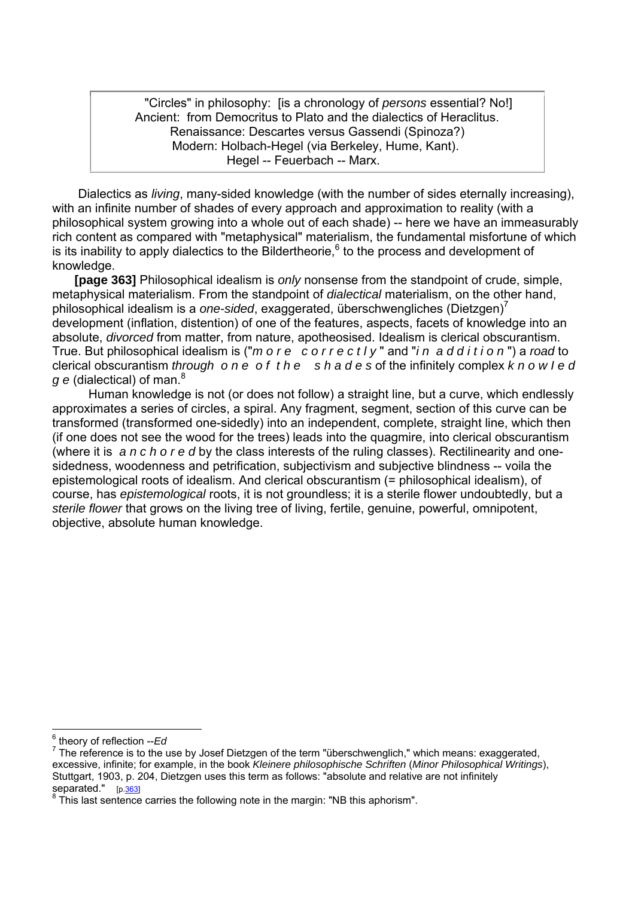"Circles" in philosophy: [is a chronology of *persons* essential? No!]
Ancient: from Democritus to Plato and the dialectics of Heraclitus.
Renaissance: Descartes versus Gassendi (Spinoza?)
Modern: Holbach-Hegel (via Berkeley, Hume, Kant).
Hegel -- Feuerbach -- Marx.

Dialectics as *living*, many-sided knowledge (with the number of sides eternally increasing), with an infinite number of shades of every approach and approximation to reality (with a philosophical system growing into a whole out of each shade) -- here we have an immeasurably rich content as compared with "metaphysical" materialism, the fundamental misfortune of which is its inability to apply dialectics to the Bildertheorie,[6] to the process and development of knowledge.

**[page 363]** Philosophical idealism is *only* nonsense from the standpoint of crude, simple, metaphysical materialism. From the standpoint of *dialectical* materialism, on the other hand, philosophical idealism is a *one-sided*, exaggerated, überschwengliches (Dietzgen)[7] development (inflation, distention) of one of the features, aspects, facets of knowledge into an absolute, *divorced* from matter, from nature, apotheosised. Idealism is clerical obscurantism. True. But philosophical idealism is ("*m o r e  c o r r e c t l y*" and "*i n  a d d i t i o n*") a *road* to clerical obscurantism *through o n e  o f  t h e  s h a d e s* of the infinitely complex *k n o w l e d g e* (dialectical) of man.[8]

Human knowledge is not (or does not follow) a straight line, but a curve, which endlessly approximates a series of circles, a spiral. Any fragment, segment, section of this curve can be transformed (transformed one-sidedly) into an independent, complete, straight line, which then (if one does not see the wood for the trees) leads into the quagmire, into clerical obscurantism (where it is *a n c h o r e d* by the class interests of the ruling classes). Rectilinearity and one-sidedness, woodenness and petrification, subjectivism and subjective blindness -- voila the epistemological roots of idealism. And clerical obscurantism (= philosophical idealism), of course, has *epistemological* roots, it is not groundless; it is a sterile flower undoubtedly, but a *sterile flower* that grows on the living tree of living, fertile, genuine, powerful, omnipotent, objective, absolute human knowledge.

---

[6] theory of reflection --*Ed*

[7] The reference is to the use by Josef Dietzgen of the term "überschwenglich," which means: exaggerated, excessive, infinite; for example, in the book *Kleinere philosophische Schriften* (*Minor Philosophical Writings*), Stuttgart, 1903, p. 204, Dietzgen uses this term as follows: "absolute and relative are not infinitely separated." [p.363]

[8] This last sentence carries the following note in the margin: "NB this aphorism".